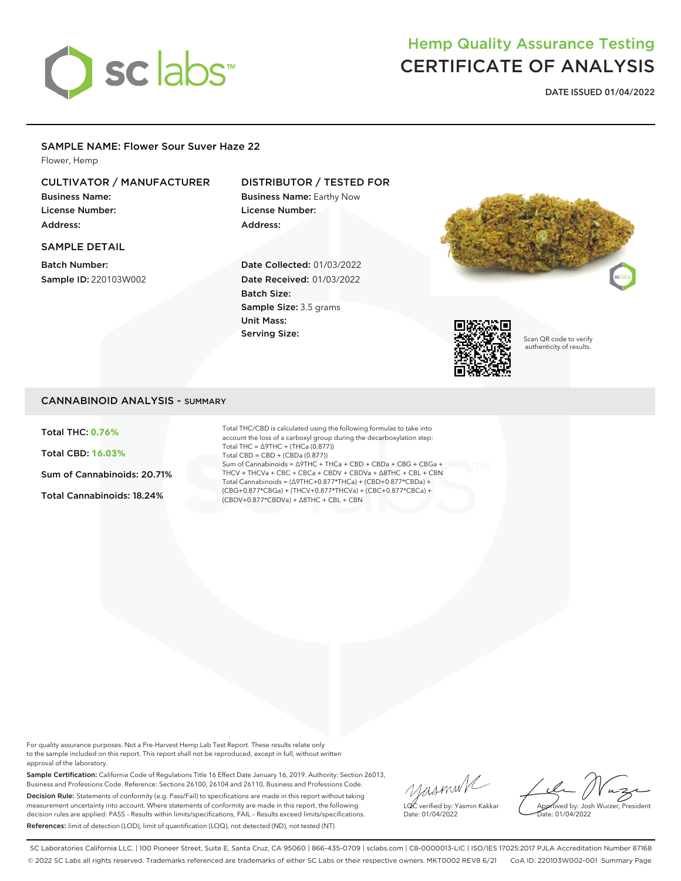# Hemp Quality Assurance Testing
# CERTIFICATE OF ANALYSIS

**DATE ISSUED 01/04/2022**

## SAMPLE NAME: Flower Sour Suver Haze 22

Flower, Hemp

### CULTIVATOR / MANUFACTURER

**Business Name:**
**License Number:**
**Address:**

### DISTRIBUTOR / TESTED FOR

**Business Name:** Earthy Now
**License Number:**
**Address:**

### SAMPLE DETAIL

**Batch Number:**
**Sample ID:** 220103W002

**Date Collected:** 01/03/2022
**Date Received:** 01/03/2022
**Batch Size:**
**Sample Size:** 3.5 grams
**Unit Mass:**
**Serving Size:**

Scan QR code to verify authenticity of results.

## CANNABINOID ANALYSIS - SUMMARY

**Total THC: 0.76%**

**Total CBD: 16.03%**

**Sum of Cannabinoids: 20.71%**

**Total Cannabinoids: 18.24%**

Total THC/CBD is calculated using the following formulas to take into account the loss of a carboxyl group during the decarboxylation step:
Total THC = Δ9THC + (THCa (0.877))
Total CBD = CBD + (CBDa (0.877))
Sum of Cannabinoids = Δ9THC + THCa + CBD + CBDa + CBG + CBGa + THCV + THCVa + CBC + CBCa + CBDV + CBDVa + Δ8THC + CBL + CBN
Total Cannabinoids = (Δ9THC+0.877*THCa) + (CBD+0.877*CBDa) + (CBG+0.877*CBGa) + (THCV+0.877*THCVa) + (CBC+0.877*CBCa) + (CBDV+0.877*CBDVa) + Δ8THC + CBL + CBN

For quality assurance purposes. Not a Pre-Harvest Hemp Lab Test Report. These results relate only to the sample included on this report. This report shall not be reproduced, except in full, without written approval of the laboratory.

**Sample Certification:** California Code of Regulations Title 16 Effect Date January 16, 2019. Authority: Section 26013, Business and Professions Code. Reference: Sections 26100, 26104 and 26110, Business and Professions Code.

**Decision Rule:** Statements of conformity (e.g. Pass/Fail) to specifications are made in this report without taking measurement uncertainty into account. Where statements of conformity are made in this report, the following decision rules are applied: PASS – Results within limits/specifications, FAIL – Results exceed limits/specifications.

**References:** limit of detection (LOD), limit of quantification (LOQ), not detected (ND), not tested (NT)

LQC verified by: Yasmin Kakkar
Date: 01/04/2022

Approved by: Josh Wurzer, President
Date: 01/04/2022

SC Laboratories California LLC. | 100 Pioneer Street, Suite E, Santa Cruz, CA 95060 | 866-435-0709 | sclabs.com | C8-0000013-LIC | ISO/IES 17025:2017 PJLA Accreditation Number 87168
© 2022 SC Labs all rights reserved. Trademarks referenced are trademarks of either SC Labs or their respective owners. MKT0002 REV8 6/21 CoA ID: 220103W002-001 Summary Page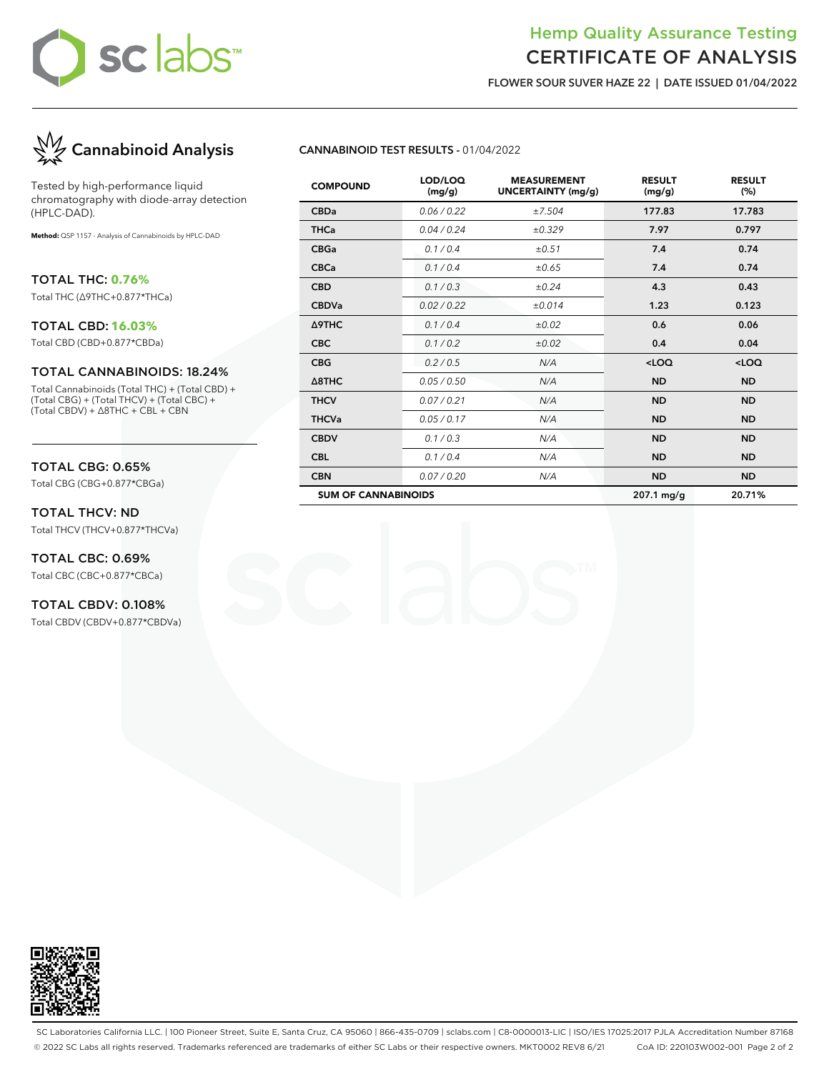# Hemp Quality Assurance Testing
# CERTIFICATE OF ANALYSIS

**FLOWER SOUR SUVER HAZE 22 | DATE ISSUED 01/04/2022**

## Cannabinoid Analysis

Tested by high-performance liquid chromatography with diode-array detection (HPLC-DAD).

**Method:** QSP 1157 - Analysis of Cannabinoids by HPLC-DAD

**TOTAL THC: 0.76%**

Total THC (Δ9THC+0.877*THCa)

**TOTAL CBD: 16.03%**

Total CBD (CBD+0.877*CBDa)

**TOTAL CANNABINOIDS: 18.24%**

Total Cannabinoids (Total THC) + (Total CBD) + (Total CBG) + (Total THCV) + (Total CBC) + (Total CBDV) + Δ8THC + CBL + CBN

**TOTAL CBG: 0.65%**

Total CBG (CBG+0.877*CBGa)

**TOTAL THCV: ND**

Total THCV (THCV+0.877*THCVa)

**TOTAL CBC: 0.69%**

Total CBC (CBC+0.877*CBCa)

**TOTAL CBDV: 0.108%**

Total CBDV (CBDV+0.877*CBDVa)

**CANNABINOID TEST RESULTS** - 01/04/2022

| COMPOUND | LOD/LOQ (mg/g) | MEASUREMENT UNCERTAINTY (mg/g) | RESULT (mg/g) | RESULT (%) |
|---|---|---|---|---|
| CBDa | 0.06 / 0.22 | ±7.504 | 177.83 | 17.783 |
| THCa | 0.04 / 0.24 | ±0.329 | 7.97 | 0.797 |
| CBGa | 0.1 / 0.4 | ±0.51 | 7.4 | 0.74 |
| CBCa | 0.1 / 0.4 | ±0.65 | 7.4 | 0.74 |
| CBD | 0.1 / 0.3 | ±0.24 | 4.3 | 0.43 |
| CBDVa | 0.02 / 0.22 | ±0.014 | 1.23 | 0.123 |
| Δ9THC | 0.1 / 0.4 | ±0.02 | 0.6 | 0.06 |
| CBC | 0.1 / 0.2 | ±0.02 | 0.4 | 0.04 |
| CBG | 0.2 / 0.5 | N/A | <LOQ | <LOQ |
| Δ8THC | 0.05 / 0.50 | N/A | ND | ND |
| THCV | 0.07 / 0.21 | N/A | ND | ND |
| THCVa | 0.05 / 0.17 | N/A | ND | ND |
| CBDV | 0.1 / 0.3 | N/A | ND | ND |
| CBL | 0.1 / 0.4 | N/A | ND | ND |
| CBN | 0.07 / 0.20 | N/A | ND | ND |
| **SUM OF CANNABINOIDS** | | | 207.1 mg/g | 20.71% |

SC Laboratories California LLC. | 100 Pioneer Street, Suite E, Santa Cruz, CA 95060 | 866-435-0709 | sclabs.com | C8-0000013-LIC | ISO/IES 17025:2017 PJLA Accreditation Number 87168
© 2022 SC Labs all rights reserved. Trademarks referenced are trademarks of either SC Labs or their respective owners. MKT0002 REV8 6/21 CoA ID: 220103W002-001